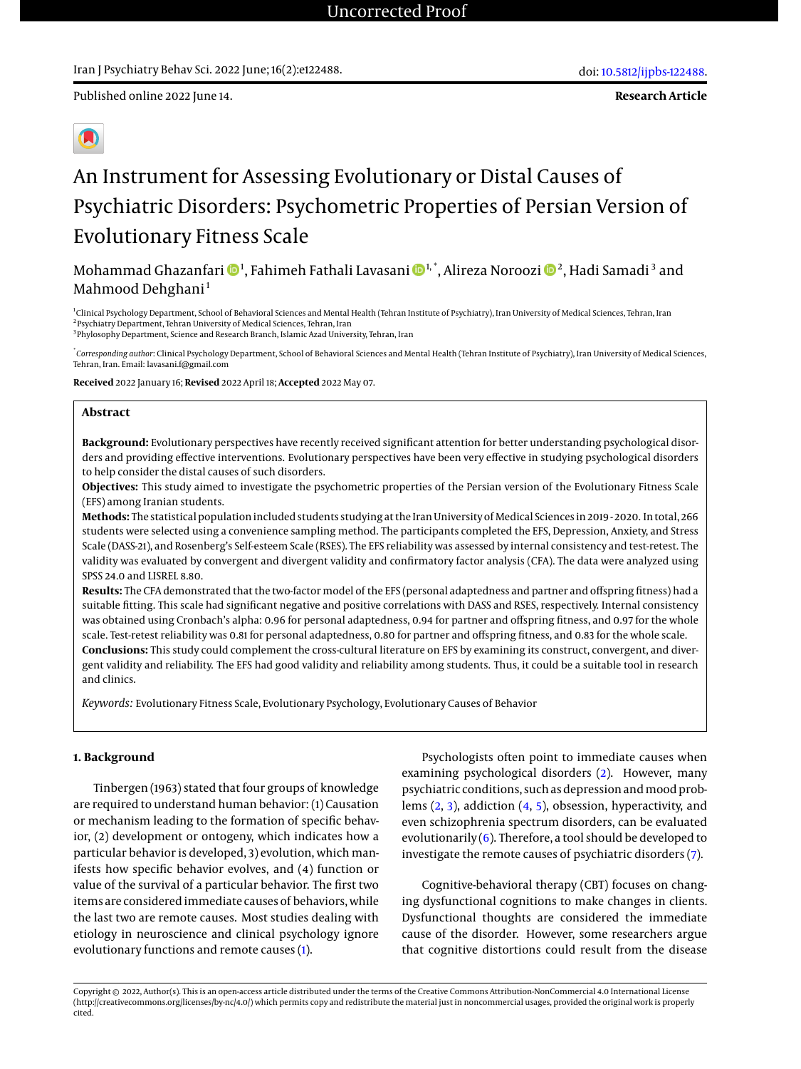Uncorrected Proof

Published online 2022 June 14.

**Research Article**

# An Instrument for Assessing Evolutionary or Distal Causes of Psychiatric Disorders: Psychometric Properties of Persian Version of Evolutionary Fitness Scale

Mohammad Ghazanfari [1], Fahimeh Fathali Lavasani [1,*], Alireza Noroozi [2], Hadi Samadi [3] and Mahmood Dehghani [1]

[1] Clinical Psychology Department, School of Behavioral Sciences and Mental Health (Tehran Institute of Psychiatry), Iran University of Medical Sciences, Tehran, Iran
[2] Psychiatry Department, Tehran University of Medical Sciences, Tehran, Iran
[3] Phylosophy Department, Science and Research Branch, Islamic Azad University, Tehran, Iran

[*] *Corresponding author*: Clinical Psychology Department, School of Behavioral Sciences and Mental Health (Tehran Institute of Psychiatry), Iran University of Medical Sciences, Tehran, Iran. Email: lavasani.f@gmail.com

**Received** 2022 January 16; **Revised** 2022 April 18; **Accepted** 2022 May 07.

## Abstract

**Background:** Evolutionary perspectives have recently received significant attention for better understanding psychological disorders and providing effective interventions. Evolutionary perspectives have been very effective in studying psychological disorders to help consider the distal causes of such disorders.

**Objectives:** This study aimed to investigate the psychometric properties of the Persian version of the Evolutionary Fitness Scale (EFS) among Iranian students.

**Methods:** The statistical population included students studying at the Iran University of Medical Sciences in 2019 - 2020. In total, 266 students were selected using a convenience sampling method. The participants completed the EFS, Depression, Anxiety, and Stress Scale (DASS-21), and Rosenberg's Self-esteem Scale (RSES). The EFS reliability was assessed by internal consistency and test-retest. The validity was evaluated by convergent and divergent validity and confirmatory factor analysis (CFA). The data were analyzed using SPSS 24.0 and LISREL 8.80.

**Results:** The CFA demonstrated that the two-factor model of the EFS (personal adaptedness and partner and offspring fitness) had a suitable fitting. This scale had significant negative and positive correlations with DASS and RSES, respectively. Internal consistency was obtained using Cronbach's alpha: 0.96 for personal adaptedness, 0.94 for partner and offspring fitness, and 0.97 for the whole scale. Test-retest reliability was 0.81 for personal adaptedness, 0.80 for partner and offspring fitness, and 0.83 for the whole scale.

**Conclusions:** This study could complement the cross-cultural literature on EFS by examining its construct, convergent, and divergent validity and reliability. The EFS had good validity and reliability among students. Thus, it could be a suitable tool in research and clinics.

*Keywords:* Evolutionary Fitness Scale, Evolutionary Psychology, Evolutionary Causes of Behavior

## 1. Background

Tinbergen (1963) stated that four groups of knowledge are required to understand human behavior: (1) Causation or mechanism leading to the formation of specific behavior, (2) development or ontogeny, which indicates how a particular behavior is developed, 3) evolution, which manifests how specific behavior evolves, and (4) function or value of the survival of a particular behavior. The first two items are considered immediate causes of behaviors, while the last two are remote causes. Most studies dealing with etiology in neuroscience and clinical psychology ignore evolutionary functions and remote causes (1).

Psychologists often point to immediate causes when examining psychological disorders (2). However, many psychiatric conditions, such as depression and mood problems (2, 3), addiction (4, 5), obsession, hyperactivity, and even schizophrenia spectrum disorders, can be evaluated evolutionarily (6). Therefore, a tool should be developed to investigate the remote causes of psychiatric disorders (7).

Cognitive-behavioral therapy (CBT) focuses on changing dysfunctional cognitions to make changes in clients. Dysfunctional thoughts are considered the immediate cause of the disorder. However, some researchers argue that cognitive distortions could result from the disease

Copyright © 2022, Author(s). This is an open-access article distributed under the terms of the Creative Commons Attribution-NonCommercial 4.0 International License (http://creativecommons.org/licenses/by-nc/4.0/) which permits copy and redistribute the material just in noncommercial usages, provided the original work is properly cited.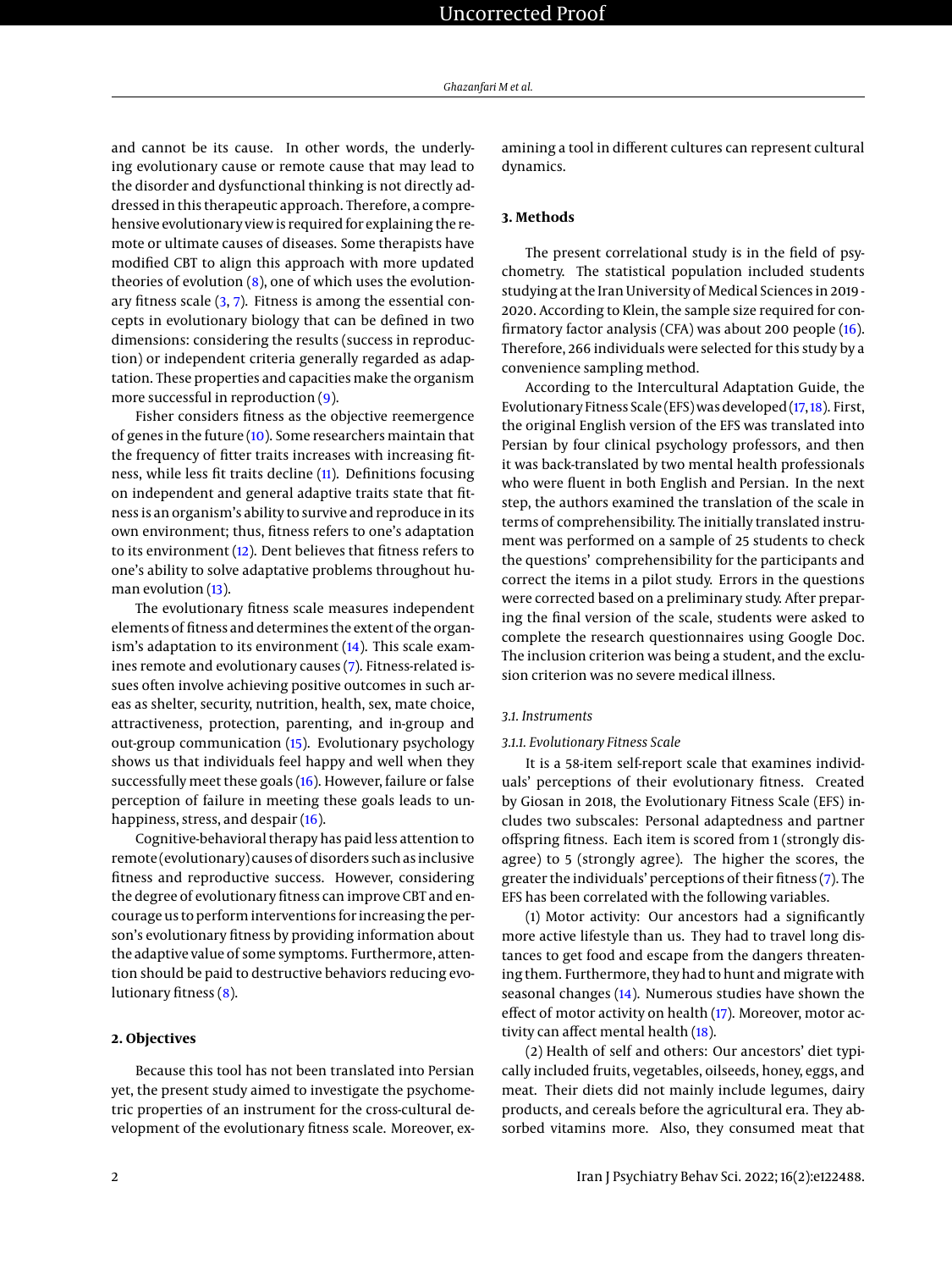and cannot be its cause. In other words, the underlying evolutionary cause or remote cause that may lead to the disorder and dysfunctional thinking is not directly addressed in this therapeutic approach. Therefore, a comprehensive evolutionary view is required for explaining the remote or ultimate causes of diseases. Some therapists have modified CBT to align this approach with more updated theories of evolution (8), one of which uses the evolutionary fitness scale (3, 7). Fitness is among the essential concepts in evolutionary biology that can be defined in two dimensions: considering the results (success in reproduction) or independent criteria generally regarded as adaptation. These properties and capacities make the organism more successful in reproduction (9).

Fisher considers fitness as the objective reemergence of genes in the future (10). Some researchers maintain that the frequency of fitter traits increases with increasing fitness, while less fit traits decline (11). Definitions focusing on independent and general adaptive traits state that fitness is an organism's ability to survive and reproduce in its own environment; thus, fitness refers to one's adaptation to its environment (12). Dent believes that fitness refers to one's ability to solve adaptative problems throughout human evolution (13).

The evolutionary fitness scale measures independent elements of fitness and determines the extent of the organism's adaptation to its environment (14). This scale examines remote and evolutionary causes (7). Fitness-related issues often involve achieving positive outcomes in such areas as shelter, security, nutrition, health, sex, mate choice, attractiveness, protection, parenting, and in-group and out-group communication (15). Evolutionary psychology shows us that individuals feel happy and well when they successfully meet these goals (16). However, failure or false perception of failure in meeting these goals leads to unhappiness, stress, and despair (16).

Cognitive-behavioral therapy has paid less attention to remote (evolutionary) causes of disorders such as inclusive fitness and reproductive success. However, considering the degree of evolutionary fitness can improve CBT and encourage us to perform interventions for increasing the person's evolutionary fitness by providing information about the adaptive value of some symptoms. Furthermore, attention should be paid to destructive behaviors reducing evolutionary fitness (8).

## 2. Objectives

Because this tool has not been translated into Persian yet, the present study aimed to investigate the psychometric properties of an instrument for the cross-cultural development of the evolutionary fitness scale. Moreover, examining a tool in different cultures can represent cultural dynamics.

## 3. Methods

The present correlational study is in the field of psychometry. The statistical population included students studying at the Iran University of Medical Sciences in 2019 - 2020. According to Klein, the sample size required for confirmatory factor analysis (CFA) was about 200 people (16). Therefore, 266 individuals were selected for this study by a convenience sampling method.

According to the Intercultural Adaptation Guide, the Evolutionary Fitness Scale (EFS) was developed (17, 18). First, the original English version of the EFS was translated into Persian by four clinical psychology professors, and then it was back-translated by two mental health professionals who were fluent in both English and Persian. In the next step, the authors examined the translation of the scale in terms of comprehensibility. The initially translated instrument was performed on a sample of 25 students to check the questions' comprehensibility for the participants and correct the items in a pilot study. Errors in the questions were corrected based on a preliminary study. After preparing the final version of the scale, students were asked to complete the research questionnaires using Google Doc. The inclusion criterion was being a student, and the exclusion criterion was no severe medical illness.

### 3.1. Instruments

#### 3.1.1. Evolutionary Fitness Scale

It is a 58-item self-report scale that examines individuals' perceptions of their evolutionary fitness. Created by Giosan in 2018, the Evolutionary Fitness Scale (EFS) includes two subscales: Personal adaptedness and partner offspring fitness. Each item is scored from 1 (strongly disagree) to 5 (strongly agree). The higher the scores, the greater the individuals' perceptions of their fitness (7). The EFS has been correlated with the following variables.

(1) Motor activity: Our ancestors had a significantly more active lifestyle than us. They had to travel long distances to get food and escape from the dangers threatening them. Furthermore, they had to hunt and migrate with seasonal changes (14). Numerous studies have shown the effect of motor activity on health (17). Moreover, motor activity can affect mental health (18).

(2) Health of self and others: Our ancestors' diet typically included fruits, vegetables, oilseeds, honey, eggs, and meat. Their diets did not mainly include legumes, dairy products, and cereals before the agricultural era. They absorbed vitamins more. Also, they consumed meat that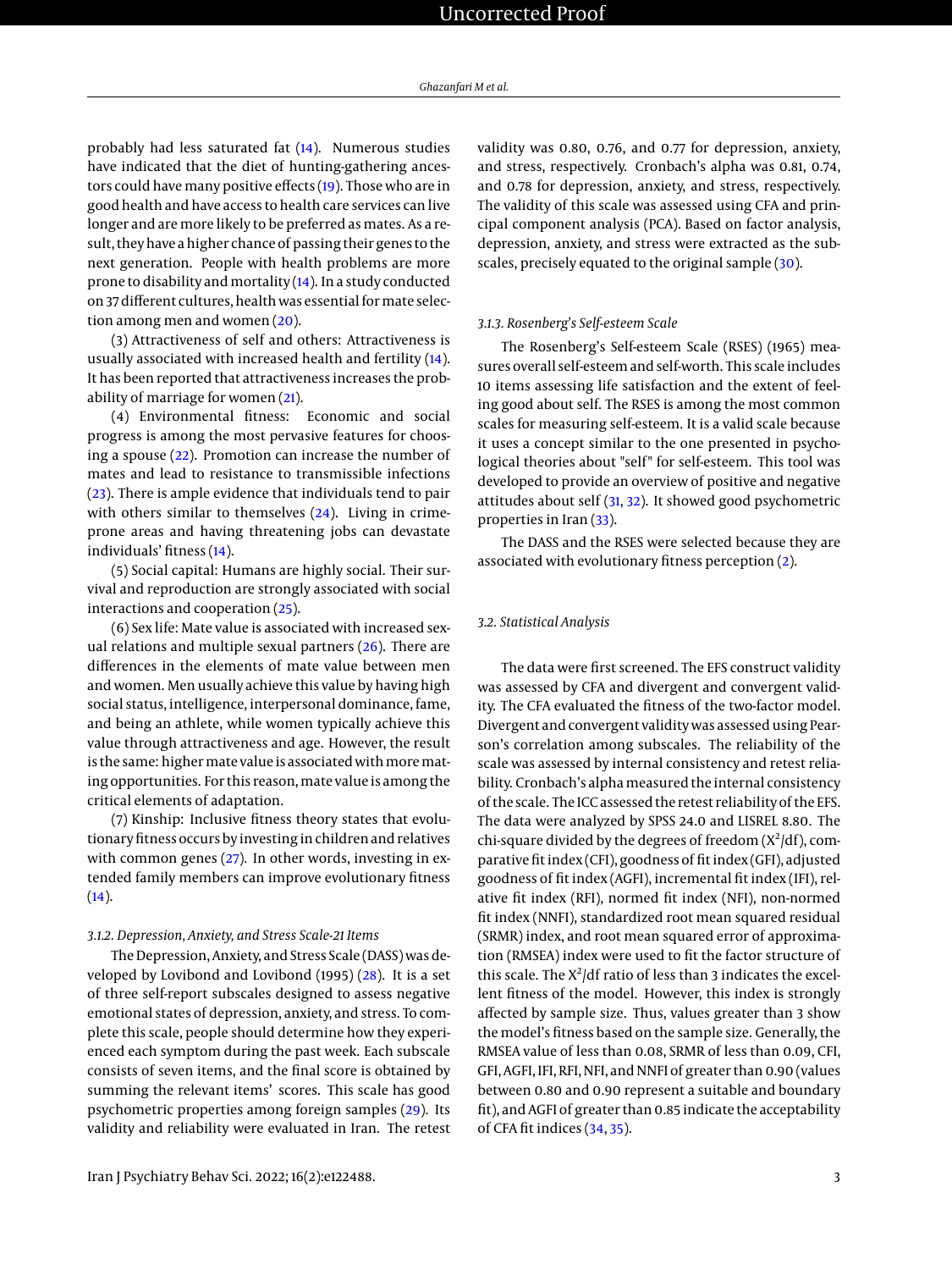probably had less saturated fat (14). Numerous studies have indicated that the diet of hunting-gathering ancestors could have many positive effects (19). Those who are in good health and have access to health care services can live longer and are more likely to be preferred as mates. As a result, they have a higher chance of passing their genes to the next generation. People with health problems are more prone to disability and mortality (14). In a study conducted on 37 different cultures, health was essential for mate selection among men and women (20).

(3) Attractiveness of self and others: Attractiveness is usually associated with increased health and fertility (14). It has been reported that attractiveness increases the probability of marriage for women (21).

(4) Environmental fitness: Economic and social progress is among the most pervasive features for choosing a spouse (22). Promotion can increase the number of mates and lead to resistance to transmissible infections (23). There is ample evidence that individuals tend to pair with others similar to themselves (24). Living in crime-prone areas and having threatening jobs can devastate individuals' fitness (14).

(5) Social capital: Humans are highly social. Their survival and reproduction are strongly associated with social interactions and cooperation (25).

(6) Sex life: Mate value is associated with increased sexual relations and multiple sexual partners (26). There are differences in the elements of mate value between men and women. Men usually achieve this value by having high social status, intelligence, interpersonal dominance, fame, and being an athlete, while women typically achieve this value through attractiveness and age. However, the result is the same: higher mate value is associated with more mating opportunities. For this reason, mate value is among the critical elements of adaptation.

(7) Kinship: Inclusive fitness theory states that evolutionary fitness occurs by investing in children and relatives with common genes (27). In other words, investing in extended family members can improve evolutionary fitness (14).

#### 3.1.2. Depression, Anxiety, and Stress Scale-21 Items

The Depression, Anxiety, and Stress Scale (DASS) was developed by Lovibond and Lovibond (1995) (28). It is a set of three self-report subscales designed to assess negative emotional states of depression, anxiety, and stress. To complete this scale, people should determine how they experienced each symptom during the past week. Each subscale consists of seven items, and the final score is obtained by summing the relevant items' scores. This scale has good psychometric properties among foreign samples (29). Its validity and reliability were evaluated in Iran. The retest validity was 0.80, 0.76, and 0.77 for depression, anxiety, and stress, respectively. Cronbach's alpha was 0.81, 0.74, and 0.78 for depression, anxiety, and stress, respectively. The validity of this scale was assessed using CFA and principal component analysis (PCA). Based on factor analysis, depression, anxiety, and stress were extracted as the subscales, precisely equated to the original sample (30).

#### 3.1.3. Rosenberg's Self-esteem Scale

The Rosenberg's Self-esteem Scale (RSES) (1965) measures overall self-esteem and self-worth. This scale includes 10 items assessing life satisfaction and the extent of feeling good about self. The RSES is among the most common scales for measuring self-esteem. It is a valid scale because it uses a concept similar to the one presented in psychological theories about "self" for self-esteem. This tool was developed to provide an overview of positive and negative attitudes about self (31, 32). It showed good psychometric properties in Iran (33).

The DASS and the RSES were selected because they are associated with evolutionary fitness perception (2).

### 3.2. Statistical Analysis

The data were first screened. The EFS construct validity was assessed by CFA and divergent and convergent validity. The CFA evaluated the fitness of the two-factor model. Divergent and convergent validity was assessed using Pearson's correlation among subscales. The reliability of the scale was assessed by internal consistency and retest reliability. Cronbach's alpha measured the internal consistency of the scale. The ICC assessed the retest reliability of the EFS. The data were analyzed by SPSS 24.0 and LISREL 8.80. The chi-square divided by the degrees of freedom ($X^2$/df), comparative fit index (CFI), goodness of fit index (GFI), adjusted goodness of fit index (AGFI), incremental fit index (IFI), relative fit index (RFI), normed fit index (NFI), non-normed fit index (NNFI), standardized root mean squared residual (SRMR) index, and root mean squared error of approximation (RMSEA) index were used to fit the factor structure of this scale. The $X^2$/df ratio of less than 3 indicates the excellent fitness of the model. However, this index is strongly affected by sample size. Thus, values greater than 3 show the model's fitness based on the sample size. Generally, the RMSEA value of less than 0.08, SRMR of less than 0.09, CFI, GFI, AGFI, IFI, RFI, NFI, and NNFI of greater than 0.90 (values between 0.80 and 0.90 represent a suitable and boundary fit), and AGFI of greater than 0.85 indicate the acceptability of CFA fit indices (34, 35).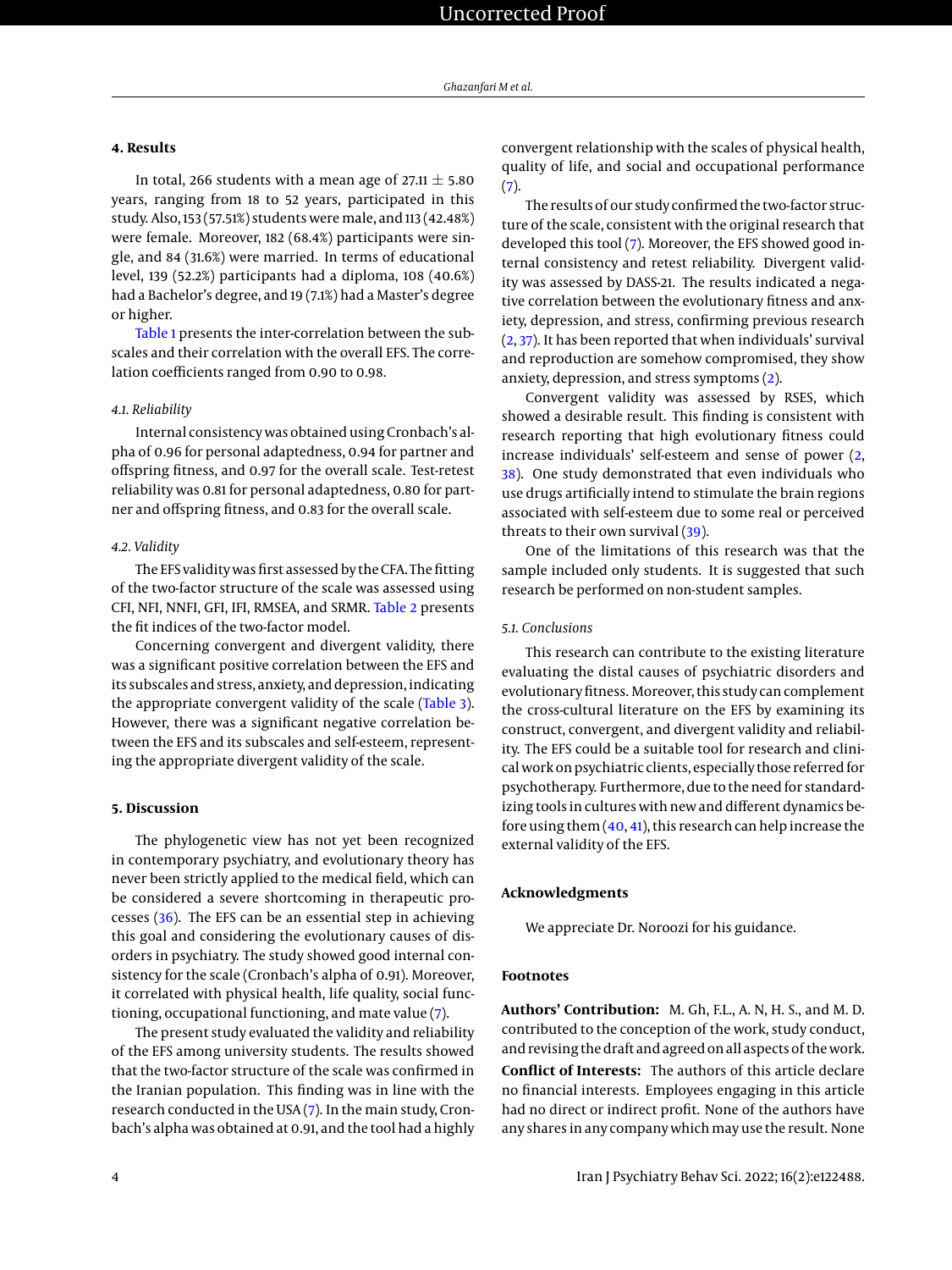## 4. Results

In total, 266 students with a mean age of 27.11 ± 5.80 years, ranging from 18 to 52 years, participated in this study. Also, 153 (57.51%) students were male, and 113 (42.48%) were female. Moreover, 182 (68.4%) participants were single, and 84 (31.6%) were married. In terms of educational level, 139 (52.2%) participants had a diploma, 108 (40.6%) had a Bachelor's degree, and 19 (7.1%) had a Master's degree or higher.

Table 1 presents the inter-correlation between the subscales and their correlation with the overall EFS. The correlation coefficients ranged from 0.90 to 0.98.

### 4.1. Reliability

Internal consistency was obtained using Cronbach's alpha of 0.96 for personal adaptedness, 0.94 for partner and offspring fitness, and 0.97 for the overall scale. Test-retest reliability was 0.81 for personal adaptedness, 0.80 for partner and offspring fitness, and 0.83 for the overall scale.

### 4.2. Validity

The EFS validity was first assessed by the CFA. The fitting of the two-factor structure of the scale was assessed using CFI, NFI, NNFI, GFI, IFI, RMSEA, and SRMR. Table 2 presents the fit indices of the two-factor model.

Concerning convergent and divergent validity, there was a significant positive correlation between the EFS and its subscales and stress, anxiety, and depression, indicating the appropriate convergent validity of the scale (Table 3). However, there was a significant negative correlation between the EFS and its subscales and self-esteem, representing the appropriate divergent validity of the scale.

## 5. Discussion

The phylogenetic view has not yet been recognized in contemporary psychiatry, and evolutionary theory has never been strictly applied to the medical field, which can be considered a severe shortcoming in therapeutic processes (36). The EFS can be an essential step in achieving this goal and considering the evolutionary causes of disorders in psychiatry. The study showed good internal consistency for the scale (Cronbach's alpha of 0.91). Moreover, it correlated with physical health, life quality, social functioning, occupational functioning, and mate value (7).

The present study evaluated the validity and reliability of the EFS among university students. The results showed that the two-factor structure of the scale was confirmed in the Iranian population. This finding was in line with the research conducted in the USA (7). In the main study, Cronbach's alpha was obtained at 0.91, and the tool had a highly convergent relationship with the scales of physical health, quality of life, and social and occupational performance (7).

The results of our study confirmed the two-factor structure of the scale, consistent with the original research that developed this tool (7). Moreover, the EFS showed good internal consistency and retest reliability. Divergent validity was assessed by DASS-21. The results indicated a negative correlation between the evolutionary fitness and anxiety, depression, and stress, confirming previous research (2, 37). It has been reported that when individuals' survival and reproduction are somehow compromised, they show anxiety, depression, and stress symptoms (2).

Convergent validity was assessed by RSES, which showed a desirable result. This finding is consistent with research reporting that high evolutionary fitness could increase individuals' self-esteem and sense of power (2, 38). One study demonstrated that even individuals who use drugs artificially intend to stimulate the brain regions associated with self-esteem due to some real or perceived threats to their own survival (39).

One of the limitations of this research was that the sample included only students. It is suggested that such research be performed on non-student samples.

### 5.1. Conclusions

This research can contribute to the existing literature evaluating the distal causes of psychiatric disorders and evolutionary fitness. Moreover, this study can complement the cross-cultural literature on the EFS by examining its construct, convergent, and divergent validity and reliability. The EFS could be a suitable tool for research and clinical work on psychiatric clients, especially those referred for psychotherapy. Furthermore, due to the need for standardizing tools in cultures with new and different dynamics before using them (40, 41), this research can help increase the external validity of the EFS.

## Acknowledgments

We appreciate Dr. Noroozi for his guidance.

## Footnotes

**Authors' Contribution:** M. Gh, F.L., A. N, H. S., and M. D. contributed to the conception of the work, study conduct, and revising the draft and agreed on all aspects of the work.

**Conflict of Interests:** The authors of this article declare no financial interests. Employees engaging in this article had no direct or indirect profit. None of the authors have any shares in any company which may use the result. None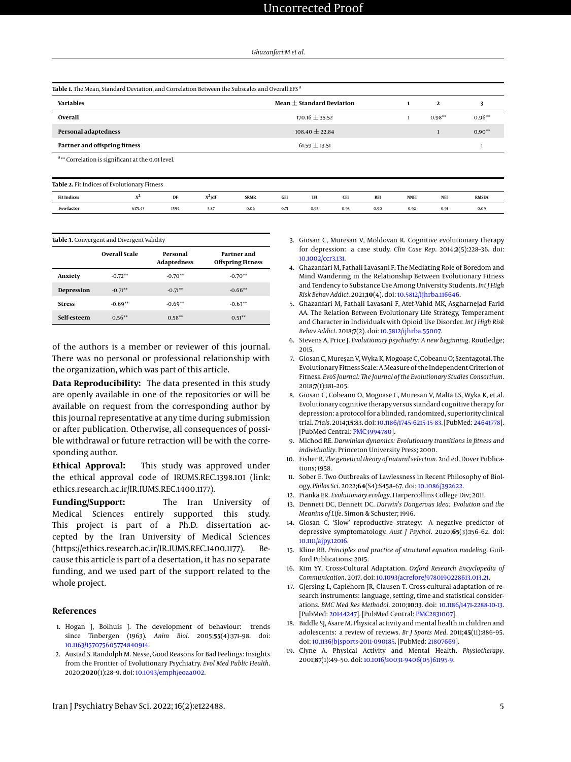**Table 1.** The Mean, Standard Deviation, and Correlation Between the Subscales and Overall EFS [a]

| Variables | Mean ± Standard Deviation | 1 | 2 | 3 |
|---|---|---|---|---|
| **Overall** | 170.16 ± 35.52 | 1 | 0.98** | 0.96** |
| **Personal adaptedness** | 108.40 ± 22.84 | | 1 | 0.90** |
| **Partner and offspring fitness** | 61.59 ± 13.51 | | | 1 |

[a] ** Correlation is significant at the 0.01 level.

**Table 2.** Fit Indices of Evolutionary Fitness

| Fit Indices | $X^2$ | DF | $X^2$/df | SRMR | GFI | IFI | CFI | RFI | NNFI | NFI | RMSEA |
|---|---|---|---|---|---|---|---|---|---|---|---|
| Two-factor | 6171.43 | 1594 | 3.87 | 0.06 | 0.71 | 0.93 | 0.93 | 0.90 | 0.92 | 0.91 | 0.09 |

**Table 3.** Convergent and Divergent Validity

| | Overall Scale | Personal Adaptedness | Partner and Offspring Fitness |
|---|---|---|---|
| **Anxiety** | -0.72** | -0.70** | -0.70** |
| **Depression** | -0.71** | -0.71** | -0.66** |
| **Stress** | -0.69** | -0.69** | -0.63** |
| **Self-esteem** | 0.56** | 0.58** | 0.51** |

of the authors is a member or reviewer of this journal. There was no personal or professional relationship with the organization, which was part of this article.

**Data Reproducibility:** The data presented in this study are openly available in one of the repositories or will be available on request from the corresponding author by this journal representative at any time during submission or after publication. Otherwise, all consequences of possible withdrawal or future retraction will be with the corresponding author.

**Ethical Approval:** This study was approved under the ethical approval code of IRUMS.REC.1398.101 (link: ethics.research.ac.ir/IR.IUMS.REC.1400.1177).

**Funding/Support:** The Iran University of Medical Sciences entirely supported this study. This project is part of a Ph.D. dissertation accepted by the Iran University of Medical Sciences (https://ethics.research.ac.ir/IR.IUMS.REC.1400.1177). Because this article is part of a desertation, it has no separate funding, and we used part of the support related to the whole project.

## References

1. Hogan J, Bolhuis J. The development of behaviour: trends since Tinbergen (1963). *Anim Biol*. 2005;**55**(4):371–98. doi: 10.1163/157075605774840914.
2. Austad S. Randolph M. Nesse, Good Reasons for Bad Feelings: Insights from the Frontier of Evolutionary Psychiatry. *Evol Med Public Health*. 2020;**2020**(1):28–9. doi: 10.1093/emph/eoaa002.
3. Giosan C, Muresan V, Moldovan R. Cognitive evolutionary therapy for depression: a case study. *Clin Case Rep*. 2014;**2**(5):228–36. doi: 10.1002/ccr3.131.
4. Ghazanfari M, Fathali Lavasani F. The Mediating Role of Boredom and Mind Wandering in the Relationship Between Evolutionary Fitness and Tendency to Substance Use Among University Students. *Int J High Risk Behav Addict*. 2021;**10**(4). doi: 10.5812/ijhrba.116646.
5. Ghazanfari M, Fathali Lavasani F, Atef-Vahid MK, Asgharnejad Farid AA. The Relation Between Evolutionary Life Strategy, Temperament and Character in Individuals with Opioid Use Disorder. *Int J High Risk Behav Addict*. 2018;**7**(2). doi: 10.5812/ijhrba.55007.
6. Stevens A, Price J. *Evolutionary psychiatry: A new beginning*. Routledge; 2015.
7. Giosan C, Mureșan V, Wyka K, Mogoașe C, Cobeanu O; Szentagotai. The Evolutionary Fitness Scale: A Measure of the Independent Criterion of Fitness. *EvoS Journal: The Journal of the Evolutionary Studies Consortium*. 2018;**7**(1):181–205.
8. Giosan C, Cobeanu O, Mogoase C, Muresan V, Malta LS, Wyka K, et al. Evolutionary cognitive therapy versus standard cognitive therapy for depression: a protocol for a blinded, randomized, superiority clinical trial. *Trials*. 2014;**15**:83. doi: 10.1186/1745-6215-15-83. [PubMed: 24641778]. [PubMed Central: PMC3994780].
9. Michod RE. *Darwinian dynamics: Evolutionary transitions in fitness and individuality*. Princeton University Press; 2000.
10. Fisher R. *The genetical theory of natural selection*. 2nd ed. Dover Publications; 1958.
11. Sober E. Two Outbreaks of Lawlessness in Recent Philosophy of Biology. *Philos Sci*. 2022;**64**(S4):S458–67. doi: 10.1086/392622.
12. Pianka ER. *Evolutionary ecology*. Harpercollins College Div; 2011.
13. Dennett DC, Dennett DC. *Darwin's Dangerous Idea: Evolution and the Meanings of Life*. Simon & Schuster; 1996.
14. Giosan C. 'Slow' reproductive strategy: A negative predictor of depressive symptomatology. *Aust J Psychol*. 2020;**65**(3):156–62. doi: 10.1111/ajpy.12016.
15. Kline RB. *Principles and practice of structural equation modeling*. Guilford Publications; 2015.
16. Kim YY. Cross-Cultural Adaptation. *Oxford Research Encyclopedia of Communication*. 2017. doi: 10.1093/acrefore/9780190228613.013.21.
17. Gjersing L, Caplehorn JR, Clausen T. Cross-cultural adaptation of research instruments: language, setting, time and statistical considerations. *BMC Med Res Methodol*. 2010;**10**:13. doi: 10.1186/1471-2288-10-13. [PubMed: 20144247]. [PubMed Central: PMC2831007].
18. Biddle SJ, Asare M. Physical activity and mental health in children and adolescents: a review of reviews. *Br J Sports Med*. 2011;**45**(11):886–95. doi: 10.1136/bjsports-2011-090185. [PubMed: 21807669].
19. Clyne A. Physical Activity and Mental Health. *Physiotherapy*. 2001;**87**(1):49–50. doi: 10.1016/s0031-9406(05)61195-9.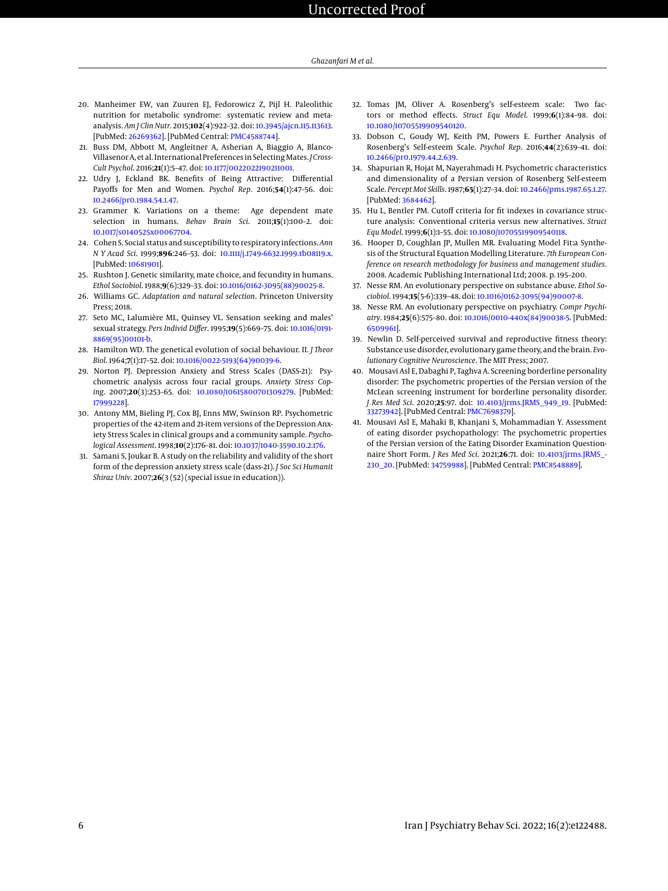20. Manheimer EW, van Zuuren EJ, Fedorowicz Z, Pijl H. Paleolithic nutrition for metabolic syndrome: systematic review and meta-analysis. *Am J Clin Nutr*. 2015;**102**(4):922–32. doi: 10.3945/ajcn.115.113613. [PubMed: 26269362]. [PubMed Central: PMC4588744].
21. Buss DM, Abbott M, Angleitner A, Asherian A, Biaggio A, Blanco-Villasenor A, et al. International Preferences in Selecting Mates. *J Cross-Cult Psychol*. 2016;**21**(1):5–47. doi: 10.1177/0022022190211001.
22. Udry J, Eckland BK. Benefits of Being Attractive: Differential Payoffs for Men and Women. *Psychol Rep*. 2016;**54**(1):47–56. doi: 10.2466/pr0.1984.54.1.47.
23. Grammer K. Variations on a theme: Age dependent mate selection in humans. *Behav Brain Sci*. 2011;**15**(1):100–2. doi: 10.1017/s0140525x00067704.
24. Cohen S. Social status and susceptibility to respiratory infections. *Ann N Y Acad Sci*. 1999;**896**:246–53. doi: 10.1111/j.1749-6632.1999.tb08119.x. [PubMed: 10681901].
25. Rushton J. Genetic similarity, mate choice, and fecundity in humans. *Ethol Sociobiol*. 1988;**9**(6):329–33. doi: 10.1016/0162-3095(88)90025-8.
26. Williams GC. *Adaptation and natural selection*. Princeton University Press; 2018.
27. Seto MC, Lalumière ML, Quinsey VL. Sensation seeking and males' sexual strategy. *Pers Individ Differ*. 1995;**19**(5):669–75. doi: 10.1016/0191-8869(95)00101-b.
28. Hamilton WD. The genetical evolution of social behaviour. II. *J Theor Biol*. 1964;**7**(1):17–52. doi: 10.1016/0022-5193(64)90039-6.
29. Norton PJ. Depression Anxiety and Stress Scales (DASS-21): Psychometric analysis across four racial groups. *Anxiety Stress Coping*. 2007;**20**(3):253–65. doi: 10.1080/10615800701309279. [PubMed: 17999228].
30. Antony MM, Bieling PJ, Cox BJ, Enns MW, Swinson RP. Psychometric properties of the 42-item and 21-item versions of the Depression Anxiety Stress Scales in clinical groups and a community sample. *Psychological Assessment*. 1998;**10**(2):176–81. doi: 10.1037/1040-3590.10.2.176.
31. Samani S, Joukar B. A study on the reliability and validity of the short form of the depression anxiety stress scale (dass-21). *J Soc Sci Humanit Shiraz Univ*. 2007;**26**(3 (52) (special issue in education)).
32. Tomas JM, Oliver A. Rosenberg's self-esteem scale: Two factors or method effects. *Struct Equ Model*. 1999;**6**(1):84–98. doi: 10.1080/10705519909540120.
33. Dobson C, Goudy WJ, Keith PM, Powers E. Further Analysis of Rosenberg's Self-esteem Scale. *Psychol Rep*. 2016;**44**(2):639–41. doi: 10.2466/pr0.1979.44.2.639.
34. Shapurian R, Hojat M, Nayerahmadi H. Psychometric characteristics and dimensionality of a Persian version of Rosenberg Self-esteem Scale. *Percept Mot Skills*. 1987;**65**(1):27–34. doi: 10.2466/pms.1987.65.1.27. [PubMed: 3684462].
35. Hu L, Bentler PM. Cutoff criteria for fit indexes in covariance structure analysis: Conventional criteria versus new alternatives. *Struct Equ Model*. 1999;**6**(1):1–55. doi: 10.1080/10705519909540118.
36. Hooper D, Coughlan JP, Mullen MR. Evaluating Model Fit:a Synthesis of the Structural Equation Modelling Literature. *7th European Conference on research methodology for business and management studies*. 2008. Academic Publishing International Ltd; 2008. p. 195–200.
37. Nesse RM. An evolutionary perspective on substance abuse. *Ethol Sociobiol*. 1994;**15**(5-6):339–48. doi: 10.1016/0162-3095(94)90007-8.
38. Nesse RM. An evolutionary perspective on psychiatry. *Compr Psychiatry*. 1984;**25**(6):575–80. doi: 10.1016/0010-440x(84)90038-5. [PubMed: 6509961].
39. Newlin D. Self-perceived survival and reproductive fitness theory: Substance use disorder, evolutionary game theory, and the brain. *Evolutionary Cognitive Neuroscience*. The MIT Press; 2007.
40. Mousavi Asl E, Dabaghi P, Taghva A. Screening borderline personality disorder: The psychometric properties of the Persian version of the McLean screening instrument for borderline personality disorder. *J Res Med Sci*. 2020;**25**:97. doi: 10.4103/jrms.JRMS_949_19. [PubMed: 33273942]. [PubMed Central: PMC7698379].
41. Mousavi Asl E, Mahaki B, Khanjani S, Mohammadian Y. Assessment of eating disorder psychopathology: The psychometric properties of the Persian version of the Eating Disorder Examination Questionnaire Short Form. *J Res Med Sci*. 2021;**26**:71. doi: 10.4103/jrms.JRMS_230_20. [PubMed: 34759988]. [PubMed Central: PMC8548889].